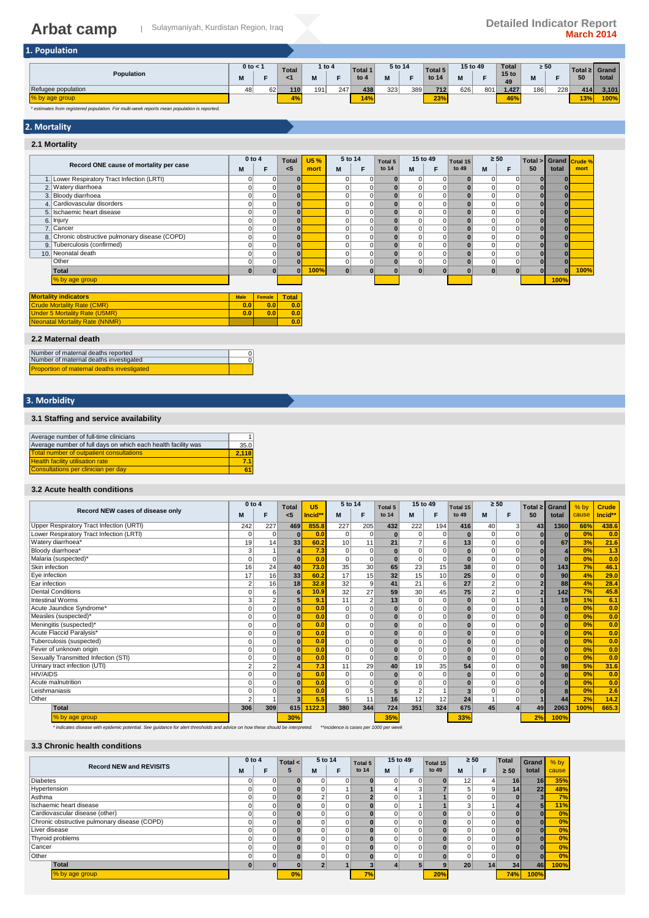# Arbat camp

Sulaymaniyah, Kurdistan Region, Iraq

**Detailed Indicator Report**
**March 2014**

## 1. Population

| Population | 0 to < 1 | | Total <1 | 1 to 4 | | Total 1 to 4 | 5 to 14 | | Total 5 to 14 | 15 to 49 | | Total 15 to 49 | ≥ 50 | | Total ≥ 50 | Grand total |
|---|---|---|---|---|---|---|---|---|---|---|---|---|---|---|---|---|
| | M | F | | M | F | | M | F | | M | F | | M | F | | |
| Refugee population | 48 | 62 | 110 | 191 | 247 | 438 | 323 | 389 | 712 | 626 | 801 | 1,427 | 186 | 228 | 414 | 3,101 |
| % by age group | | | 4% | | | 14% | | | 23% | | | 46% | | | 13% | 100% |

*\* estimates from registered population. For multi-week reports mean population is reported.*

## 2. Mortality

### 2.1 Mortality

| Record ONE cause of mortality per case | 0 to 4 | | Total <5 | U5 % mort | 5 to 14 | | Total 5 to 14 | 15 to 49 | | Total 15 to 49 | ≥ 50 | | Total > 50 | Grand total | Crude % mort |
|---|---|---|---|---|---|---|---|---|---|---|---|---|---|---|---|
| | M | F | | | M | F | | M | F | | M | F | | | |
| 1. Lower Respiratory Tract Infection (LRTI) | 0 | 0 | 0 | | 0 | 0 | 0 | 0 | 0 | 0 | 0 | 0 | 0 | 0 | |
| 2. Watery diarrhoea | 0 | 0 | 0 | | 0 | 0 | 0 | 0 | 0 | 0 | 0 | 0 | 0 | 0 | |
| 3. Bloody diarrhoea | 0 | 0 | 0 | | 0 | 0 | 0 | 0 | 0 | 0 | 0 | 0 | 0 | 0 | |
| 4. Cardiovascular disorders | 0 | 0 | 0 | | 0 | 0 | 0 | 0 | 0 | 0 | 0 | 0 | 0 | 0 | |
| 5. Ischaemic heart disease | 0 | 0 | 0 | | 0 | 0 | 0 | 0 | 0 | 0 | 0 | 0 | 0 | 0 | |
| 6. Injury | 0 | 0 | 0 | | 0 | 0 | 0 | 0 | 0 | 0 | 0 | 0 | 0 | 0 | |
| 7. Cancer | 0 | 0 | 0 | | 0 | 0 | 0 | 0 | 0 | 0 | 0 | 0 | 0 | 0 | |
| 8. Chronic obstructive pulmonary disease (COPD) | 0 | 0 | 0 | | 0 | 0 | 0 | 0 | 0 | 0 | 0 | 0 | 0 | 0 | |
| 9. Tuberculosis (confirmed) | 0 | 0 | 0 | | 0 | 0 | 0 | 0 | 0 | 0 | 0 | 0 | 0 | 0 | |
| 10. Neonatal death | 0 | 0 | 0 | | 0 | 0 | 0 | 0 | 0 | 0 | 0 | 0 | 0 | 0 | |
| Other | 0 | 0 | 0 | | 0 | 0 | 0 | 0 | 0 | 0 | 0 | 0 | 0 | 0 | |
| **Total** | 0 | 0 | 0 | 100% | 0 | 0 | 0 | 0 | 0 | 0 | 0 | 0 | 0 | 0 | 100% |
| % by age group | | | | | | | | | | | | | | 100% | |

| Mortality indicators | Male | Female | Total |
|---|---|---|---|
| Crude Mortality Rate (CMR) | 0.0 | 0.0 | 0.0 |
| Under 5 Mortality Rate (U5MR) | 0.0 | 0.0 | 0.0 |
| Neonatal Mortality Rate (NNMR) | | | 0.0 |

### 2.2 Maternal death

| | |
|---|---|
| Number of maternal deaths reported | 0 |
| Number of maternal deaths investigated | 0 |
| Proportion of maternal deaths investigated | |

## 3. Morbidity

### 3.1 Staffing and service availability

| | |
|---|---|
| Average number of full-time clinicians | 1 |
| Average number of full days on which each health facility was | 35.0 |
| Total number of outpatient consultations | 2,118 |
| Health facility utilisation rate | 7.1 |
| Consultations per clinician per day | 61 |

### 3.2 Acute health conditions

| Record NEW cases of disease only | 0 to 4 | | Total <5 | U5 Incid** | 5 to 14 | | Total 5 to 14 | 15 to 49 | | Total 15 to 49 | ≥ 50 | | Total ≥ 50 | Grand total | % by cause | Crude Incid** |
|---|---|---|---|---|---|---|---|---|---|---|---|---|---|---|---|---|
| | M | F | | | M | F | | M | F | | M | F | | | | |
| Upper Respiratory Tract Infection (URTI) | 242 | 227 | 469 | 855.8 | 227 | 205 | 432 | 222 | 194 | 416 | 40 | 3 | 43 | 1360 | 66% | 438.6 |
| Lower Respiratory Tract Infection (LRTI) | 0 | 0 | 0 | 0.0 | 0 | 0 | 0 | 0 | 0 | 0 | 0 | 0 | 0 | 0 | 0% | 0.0 |
| Watery diarrhoea* | 19 | 14 | 33 | 60.2 | 10 | 11 | 21 | 7 | 6 | 13 | 0 | 0 | 0 | 67 | 3% | 21.6 |
| Bloody diarrhoea* | 3 | 1 | 4 | 7.3 | 0 | 0 | 0 | 0 | 0 | 0 | 0 | 0 | 0 | 4 | 0% | 1.3 |
| Malaria (suspected)* | 0 | 0 | 0 | 0.0 | 0 | 0 | 0 | 0 | 0 | 0 | 0 | 0 | 0 | 0 | 0% | 0.0 |
| Skin infection | 16 | 24 | 40 | 73.0 | 35 | 30 | 65 | 23 | 15 | 38 | 0 | 0 | 0 | 143 | 7% | 46.1 |
| Eye infection | 17 | 16 | 33 | 60.2 | 17 | 15 | 32 | 15 | 10 | 25 | 0 | 0 | 0 | 90 | 4% | 29.0 |
| Ear infection | 2 | 16 | 18 | 32.8 | 32 | 9 | 41 | 21 | 6 | 27 | 2 | 0 | 2 | 88 | 4% | 28.4 |
| Dental Conditions | 0 | 6 | 6 | 10.9 | 32 | 27 | 59 | 30 | 45 | 75 | 2 | 0 | 2 | 142 | 7% | 45.8 |
| Intestinal Worms | 3 | 2 | 5 | 9.1 | 11 | 2 | 13 | 0 | 0 | 0 | 0 | 1 | 1 | 19 | 1% | 6.1 |
| Acute Jaundice Syndrome* | 0 | 0 | 0 | 0.0 | 0 | 0 | 0 | 0 | 0 | 0 | 0 | 0 | 0 | 0 | 0% | 0.0 |
| Measles (suspected)* | 0 | 0 | 0 | 0.0 | 0 | 0 | 0 | 0 | 0 | 0 | 0 | 0 | 0 | 0 | 0% | 0.0 |
| Meningitis (suspected)* | 0 | 0 | 0 | 0.0 | 0 | 0 | 0 | 0 | 0 | 0 | 0 | 0 | 0 | 0 | 0% | 0.0 |
| Acute Flaccid Paralysis* | 0 | 0 | 0 | 0.0 | 0 | 0 | 0 | 0 | 0 | 0 | 0 | 0 | 0 | 0 | 0% | 0.0 |
| Tuberculosis (suspected) | 0 | 0 | 0 | 0.0 | 0 | 0 | 0 | 0 | 0 | 0 | 0 | 0 | 0 | 0 | 0% | 0.0 |
| Fever of unknown origin | 0 | 0 | 0 | 0.0 | 0 | 0 | 0 | 0 | 0 | 0 | 0 | 0 | 0 | 0 | 0% | 0.0 |
| Sexually Transmitted Infection (STI) | 0 | 0 | 0 | 0.0 | 0 | 0 | 0 | 0 | 0 | 0 | 0 | 0 | 0 | 0 | 0% | 0.0 |
| Urinary tract infection (UTI) | 2 | 2 | 4 | 7.3 | 11 | 29 | 40 | 19 | 35 | 54 | 0 | 0 | 0 | 98 | 5% | 31.6 |
| HIV/AIDS | 0 | 0 | 0 | 0.0 | 0 | 0 | 0 | 0 | 0 | 0 | 0 | 0 | 0 | 0 | 0% | 0.0 |
| Acute malnutrition | 0 | 0 | 0 | 0.0 | 0 | 0 | 0 | 0 | 0 | 0 | 0 | 0 | 0 | 0 | 0% | 0.0 |
| Leishmaniasis | 0 | 0 | 0 | 0.0 | 0 | 5 | 5 | 2 | 1 | 3 | 0 | 0 | 0 | 8 | 0% | 2.6 |
| Other | 2 | 1 | 3 | 5.5 | 5 | 11 | 16 | 12 | 12 | 24 | 1 | 0 | 1 | 44 | 2% | 14.2 |
| **Total** | 306 | 309 | 615 | 1122.3 | 380 | 344 | 724 | 351 | 324 | 675 | 45 | 4 | 49 | 2063 | 100% | 665.3 |
| % by age group | | | 30% | | | | 35% | | | 33% | | | 2% | 100% | | |

*\* indicates disease with epidemic potential. See guidance for alert thresholds and advice on how these should be interpreted. \*\*incidence is cases per 1000 per week*

### 3.3 Chronic health conditions

| Record NEW and REVISITS | 0 to 4 | | Total < 5 | 5 to 14 | | Total 5 to 14 | 15 to 49 | | Total 15 to 49 | ≥ 50 | | Total ≥ 50 | Grand total | % by cause |
|---|---|---|---|---|---|---|---|---|---|---|---|---|---|---|
| | M | F | | M | F | | M | F | | M | F | | | |
| Diabetes | 0 | 0 | 0 | 0 | 0 | 0 | 0 | 0 | 0 | 12 | 4 | 16 | 16 | 35% |
| Hypertension | 0 | 0 | 0 | 0 | 1 | 1 | 4 | 3 | 7 | 5 | 9 | 14 | 22 | 48% |
| Asthma | 0 | 0 | 0 | 2 | 0 | 2 | 0 | 1 | 1 | 0 | 0 | 0 | 3 | 7% |
| Ischaemic heart disease | 0 | 0 | 0 | 0 | 0 | 0 | 0 | 1 | 1 | 3 | 1 | 4 | 5 | 11% |
| Cardiovascular disease (other) | 0 | 0 | 0 | 0 | 0 | 0 | 0 | 0 | 0 | 0 | 0 | 0 | 0 | 0% |
| Chronic obstructive pulmonary disease (COPD) | 0 | 0 | 0 | 0 | 0 | 0 | 0 | 0 | 0 | 0 | 0 | 0 | 0 | 0% |
| Liver disease | 0 | 0 | 0 | 0 | 0 | 0 | 0 | 0 | 0 | 0 | 0 | 0 | 0 | 0% |
| Thyroid problems | 0 | 0 | 0 | 0 | 0 | 0 | 0 | 0 | 0 | 0 | 0 | 0 | 0 | 0% |
| Cancer | 0 | 0 | 0 | 0 | 0 | 0 | 0 | 0 | 0 | 0 | 0 | 0 | 0 | 0% |
| Other | 0 | 0 | 0 | 0 | 0 | 0 | 0 | 0 | 0 | 0 | 0 | 0 | 0 | 0% |
| **Total** | 0 | 0 | 0 | 2 | 1 | 3 | 4 | 5 | 9 | 20 | 14 | 34 | 46 | 100% |
| % by age group | | | 0% | | | 7% | | | 20% | | | 74% | 100% | |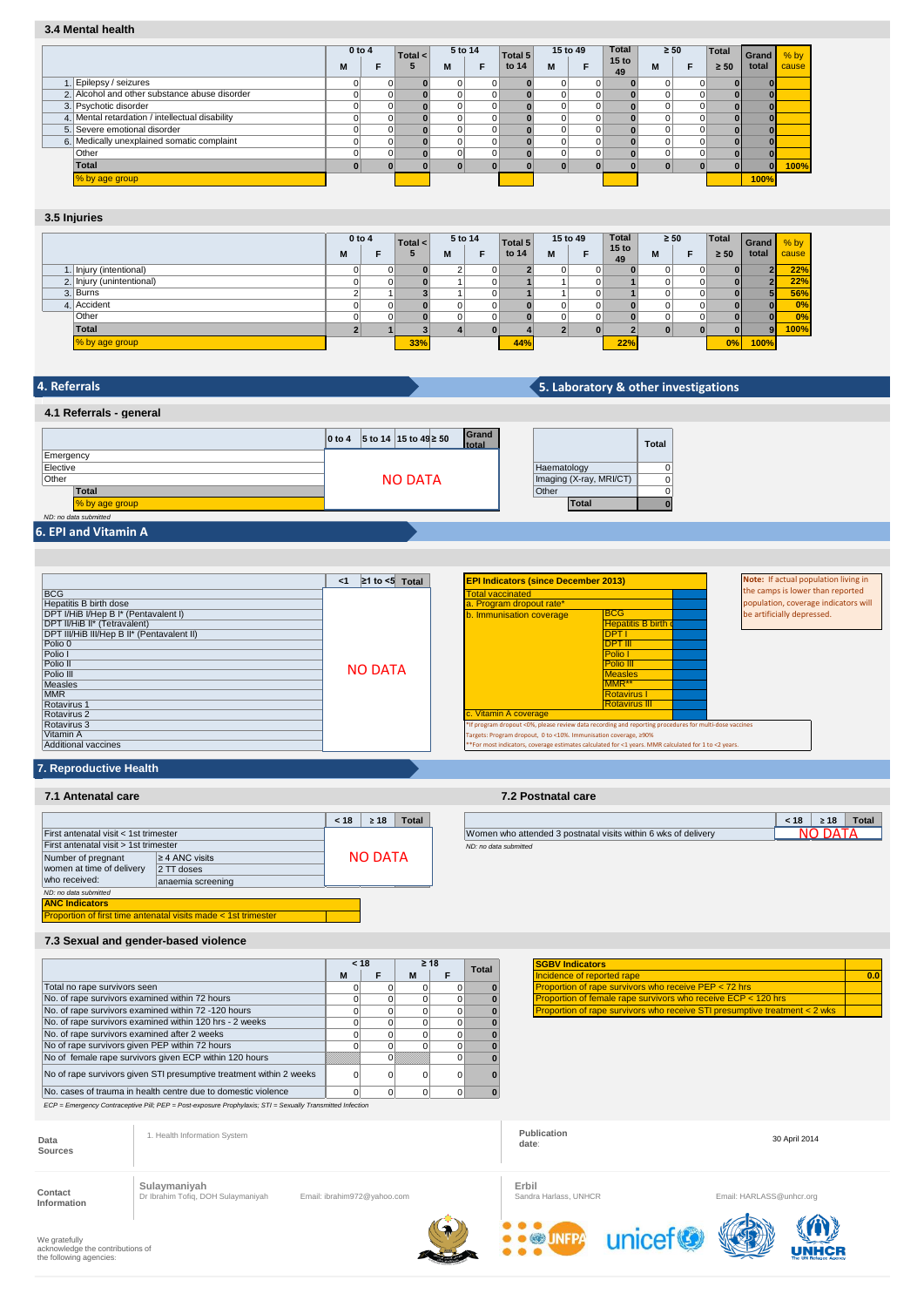### 3.4 Mental health

| | | 0 to 4 M | 0 to 4 F | Total < 5 | 5 to 14 M | 5 to 14 F | Total 5 to 14 | 15 to 49 M | 15 to 49 F | Total 15 to 49 | ≥ 50 M | ≥ 50 F | Total ≥ 50 | Grand total | % by cause |
|---|---|---|---|---|---|---|---|---|---|---|---|---|---|---|---|
| 1. | Epilepsy / seizures | 0 | 0 | 0 | 0 | 0 | 0 | 0 | 0 | 0 | 0 | 0 | 0 | 0 | |
| 2. | Alcohol and other substance abuse disorder | 0 | 0 | 0 | 0 | 0 | 0 | 0 | 0 | 0 | 0 | 0 | 0 | 0 | |
| 3. | Psychotic disorder | 0 | 0 | 0 | 0 | 0 | 0 | 0 | 0 | 0 | 0 | 0 | 0 | 0 | |
| 4. | Mental retardation / intellectual disability | 0 | 0 | 0 | 0 | 0 | 0 | 0 | 0 | 0 | 0 | 0 | 0 | 0 | |
| 5. | Severe emotional disorder | 0 | 0 | 0 | 0 | 0 | 0 | 0 | 0 | 0 | 0 | 0 | 0 | 0 | |
| 6. | Medically unexplained somatic complaint | 0 | 0 | 0 | 0 | 0 | 0 | 0 | 0 | 0 | 0 | 0 | 0 | 0 | |
| | Other | 0 | 0 | 0 | 0 | 0 | 0 | 0 | 0 | 0 | 0 | 0 | 0 | 0 | |
| | **Total** | **0** | **0** | **0** | **0** | **0** | **0** | **0** | **0** | **0** | **0** | **0** | **0** | **0** | **100%** |
| | % by age group | | | | | | | | | | | | | **100%** | |

### 3.5 Injuries

| | | 0 to 4 M | 0 to 4 F | Total < 5 | 5 to 14 M | 5 to 14 F | Total 5 to 14 | 15 to 49 M | 15 to 49 F | Total 15 to 49 | ≥ 50 M | ≥ 50 F | Total ≥ 50 | Grand total | % by cause |
|---|---|---|---|---|---|---|---|---|---|---|---|---|---|---|---|
| 1. | Injury (intentional) | 0 | 0 | 0 | 2 | 0 | 2 | 0 | 0 | 0 | 0 | 0 | 0 | 2 | 22% |
| 2. | Injury (unintentional) | 0 | 0 | 0 | 1 | 0 | 1 | 1 | 0 | 1 | 0 | 0 | 0 | 2 | 22% |
| 3. | Burns | 2 | 1 | 3 | 1 | 0 | 1 | 1 | 0 | 1 | 0 | 0 | 0 | 5 | 56% |
| 4. | Accident | 0 | 0 | 0 | 0 | 0 | 0 | 0 | 0 | 0 | 0 | 0 | 0 | 0 | 0% |
| | Other | 0 | 0 | 0 | 0 | 0 | 0 | 0 | 0 | 0 | 0 | 0 | 0 | 0 | 0% |
| | **Total** | **2** | **1** | **3** | **4** | **0** | **4** | **2** | **0** | **2** | **0** | **0** | **0** | **9** | **100%** |
| | % by age group | | | 33% | | | 44% | | | 22% | | | 0% | 100% | |

## 4. Referrals

### 4.1 Referrals - general

| | 0 to 4 | 5 to 14 | 15 to 49 | ≥ 50 | Grand total |
|---|---|---|---|---|---|
| Emergency | NO DATA | | | | |
| Elective | | | | | |
| Other | | | | | |
| **Total** | | | | | |
| % by age group | | | | | |

*ND: no data submitted*

## 5. Laboratory & other investigations

| | Total |
|---|---|
| Haematology | 0 |
| Imaging (X-ray, MRI/CT) | 0 |
| Other | 0 |
| **Total** | **0** |

## 6. EPI and Vitamin A

| | <1 | ≥1 to <5 | Total |
|---|---|---|---|
| BCG | NO DATA | | |
| Hepatitis B birth dose | | | |
| DPT I/HiB I/Hep B I* (Pentavalent I) | | | |
| DPT I/HiB II* (Tetravalent) | | | |
| DPT III/HiB III/Hep B II* (Pentavalent II) | | | |
| Polio 0 | | | |
| Polio I | | | |
| Polio II | | | |
| Polio III | | | |
| Measles | | | |
| MMR | | | |
| Rotavirus 1 | | | |
| Rotavirus 2 | | | |
| Rotavirus 3 | | | |
| Vitamin A | | | |
| Additional vaccines | | | |

| EPI Indicators (since December 2013) | | |
|---|---|---|
| Total vaccinated | | |
| a. Program dropout rate* | | |
| b. Immunisation coverage | BCG | |
| | Hepatitis B birth d | |
| | DPT I | |
| | DPT III | |
| | Polio I | |
| | Polio III | |
| | Measles | |
| | MMR** | |
| | Rotavirus I | |
| | Rotavirus III | |
| c. Vitamin A coverage | | |

*If program dropout <0%, please review data recording and reporting procedures for multi-dose vaccines
Targets: Program dropout, 0 to <10%. Immunisation coverage, ≥90%
**For most indicators, coverage estimates calculated for <1 years. MMR calculated for 1 to <2 years.

**Note:** If actual population living in the camps is lower than reported population, coverage indicators will be artificially depressed.

## 7. Reproductive Health

### 7.1 Antenatal care

| | | < 18 | ≥ 18 | Total |
|---|---|---|---|---|
| First antenatal visit < 1st trimester | | NO DATA | | |
| First antenatal visit > 1st trimester | | | | |
| Number of pregnant women at time of delivery who received: | ≥ 4 ANC visits | | | |
| | 2 TT doses | | | |
| | anaemia screening | | | |

*ND: no data submitted*

| **ANC Indicators** | |
|---|---|
| Proportion of first time antenatal visits made < 1st trimester | |

### 7.2 Postnatal care

| | < 18 | ≥ 18 | Total |
|---|---|---|---|
| Women who attended 3 postnatal visits within 6 wks of delivery | NO DATA | | |

*ND: no data submitted*

### 7.3 Sexual and gender-based violence

| | < 18 M | < 18 F | ≥ 18 M | ≥ 18 F | Total |
|---|---|---|---|---|---|
| Total no rape survivors seen | 0 | 0 | 0 | 0 | 0 |
| No. of rape survivors examined within 72 hours | 0 | 0 | 0 | 0 | 0 |
| No. of rape survivors examined within 72 -120 hours | 0 | 0 | 0 | 0 | 0 |
| No. of rape survivors examined within 120 hrs - 2 weeks | 0 | 0 | 0 | 0 | 0 |
| No. of rape survivors examined after 2 weeks | 0 | 0 | 0 | 0 | 0 |
| No of rape survivors given PEP within 72 hours | 0 | 0 | 0 | 0 | 0 |
| No of female rape survivors given ECP within 120 hours | | 0 | | 0 | 0 |
| No of rape survivors given STI presumptive treatment within 2 weeks | 0 | 0 | 0 | 0 | 0 |
| No. cases of trauma in health centre due to domestic violence | 0 | 0 | 0 | 0 | 0 |

*ECP = Emergency Contraceptive Pill; PEP = Post-exposure Prophylaxis; STI = Sexually Transmitted Infection*

| SGBV Indicators | |
|---|---|
| Incidence of reported rape | 0.0 |
| Proportion of rape survivors who receive PEP < 72 hrs | |
| Proportion of female rape survivors who receive ECP < 120 hrs | |
| Proportion of rape survivors who receive STI presumptive treatment < 2 wks | |

**Data Sources**
1. Health Information System

**Publication date:** 30 April 2014

**Contact Information**

Sulaymaniyah
Dr Ibrahim Tofiq, DOH Sulaymaniyah
Email: ibrahim972@yahoo.com

Erbil
Sandra Harlass, UNHCR
Email: HARLASS@unhcr.org

We gratefully acknowledge the contributions of the following agencies.